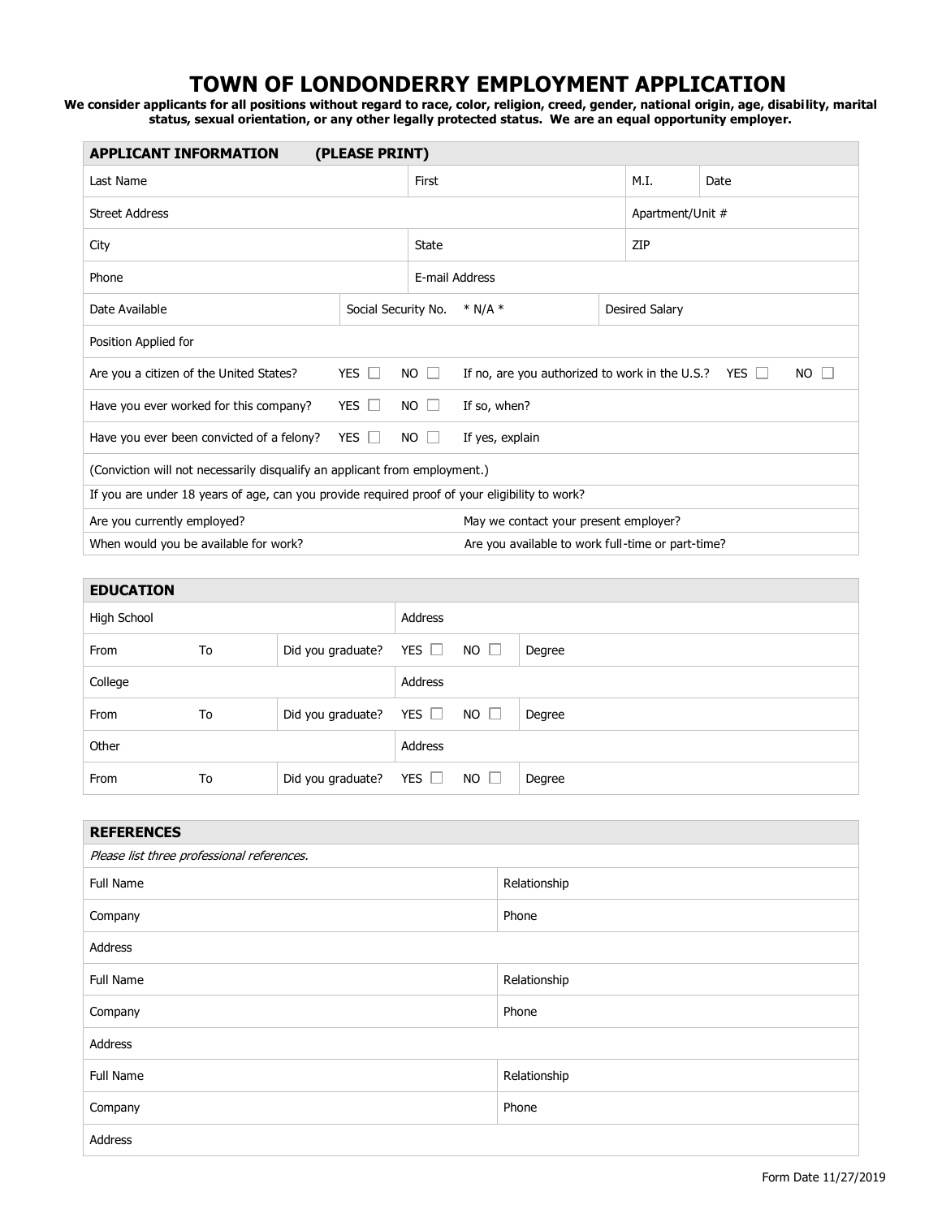# TOWN OF LONDONDERRY EMPLOYMENT APPLICATION

**We consider applicants for all positions without regard to race, color, religion, creed, gender, national origin, age, disability, marital status, sexual orientation, or any other legally protected status. We are an equal opportunity employer.**

| **APPLICANT INFORMATION (PLEASE PRINT)** | | | |
|---|---|---|---|
| Last Name | First | M.I. | Date |
| Street Address | | Apartment/Unit # | |
| City | State | ZIP | |
| Phone | E-mail Address | | |
| Date Available | Social Security No. * N/A * | Desired Salary | |
| Position Applied for | | | |
| Are you a citizen of the United States? YES ☐ NO ☐ | If no, are you authorized to work in the U.S.? YES ☐ NO ☐ | | |
| Have you ever worked for this company? YES ☐ NO ☐ | If so, when? | | |
| Have you ever been convicted of a felony? YES ☐ NO ☐ | If yes, explain | | |
| (Conviction will not necessarily disqualify an applicant from employment.) | | | |
| If you are under 18 years of age, can you provide required proof of your eligibility to work? | | | |
| Are you currently employed? | May we contact your present employer? | | |
| When would you be available for work? | Are you available to work full-time or part-time? | | |

| **EDUCATION** | | | | |
|---|---|---|---|---|
| High School | | | Address | |
| From | To | Did you graduate? | YES ☐ NO ☐ | Degree |
| College | | | Address | |
| From | To | Did you graduate? | YES ☐ NO ☐ | Degree |
| Other | | | Address | |
| From | To | Did you graduate? | YES ☐ NO ☐ | Degree |

| **REFERENCES** | |
|---|---|
| *Please list three professional references.* | |
| Full Name | Relationship |
| Company | Phone |
| Address | |
| Full Name | Relationship |
| Company | Phone |
| Address | |
| Full Name | Relationship |
| Company | Phone |
| Address | |

Form Date 11/27/2019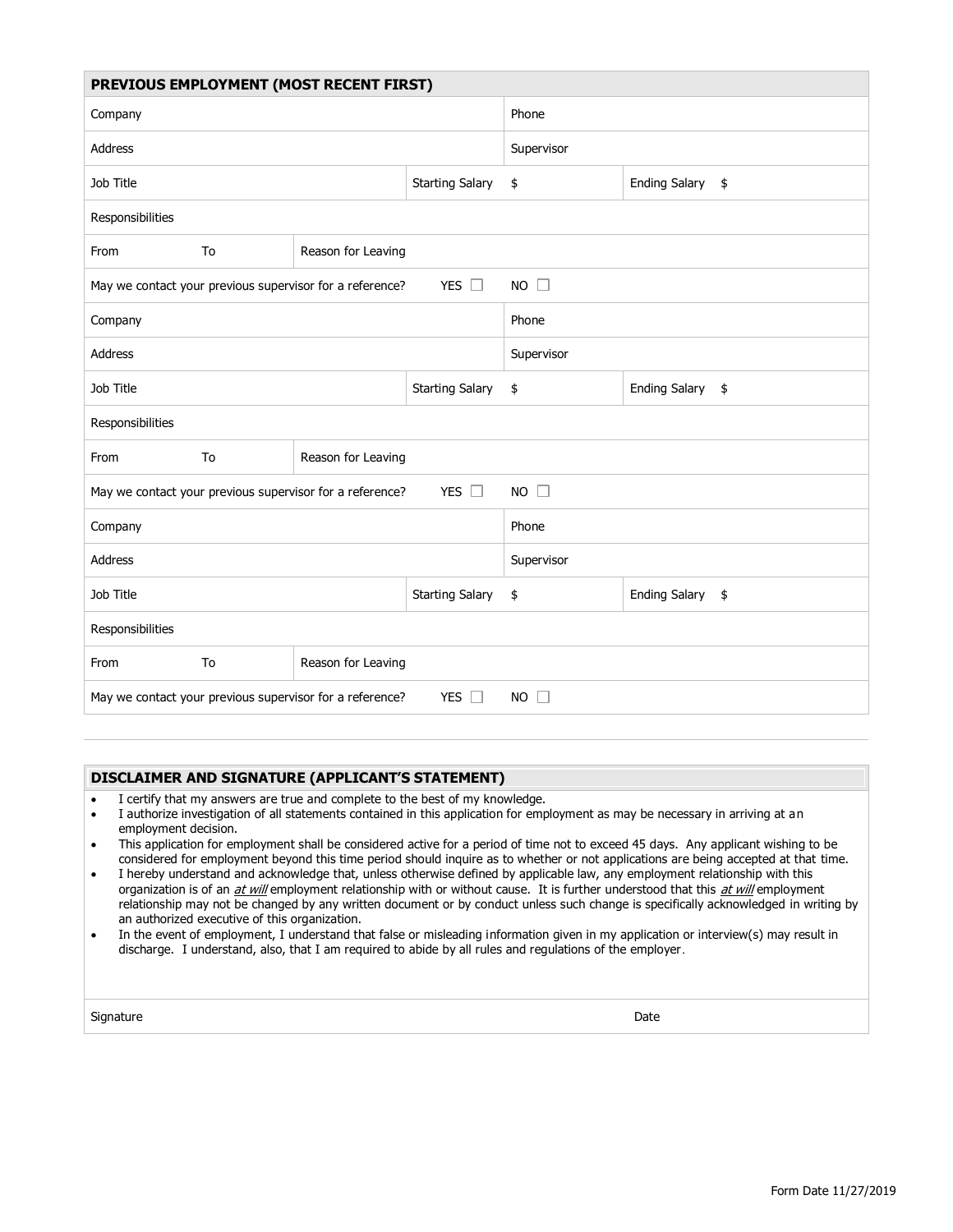## PREVIOUS EMPLOYMENT (MOST RECENT FIRST)

| | | | | | |
|---|---|---|---|---|---|
| Company | | | | Phone | |
| Address | | | | Supervisor | |
| Job Title | | | Starting Salary | $ | Ending Salary $ |
| Responsibilities | | | | | |
| From | To | Reason for Leaving | | | |
| May we contact your previous supervisor for a reference? | | | YES ☐ | NO ☐ | |
| Company | | | | Phone | |
| Address | | | | Supervisor | |
| Job Title | | | Starting Salary | $ | Ending Salary $ |
| Responsibilities | | | | | |
| From | To | Reason for Leaving | | | |
| May we contact your previous supervisor for a reference? | | | YES ☐ | NO ☐ | |
| Company | | | | Phone | |
| Address | | | | Supervisor | |
| Job Title | | | Starting Salary | $ | Ending Salary $ |
| Responsibilities | | | | | |
| From | To | Reason for Leaving | | | |
| May we contact your previous supervisor for a reference? | | | YES ☐ | NO ☐ | |

## DISCLAIMER AND SIGNATURE (APPLICANT'S STATEMENT)

- I certify that my answers are true and complete to the best of my knowledge.
- I authorize investigation of all statements contained in this application for employment as may be necessary in arriving at an employment decision.
- This application for employment shall be considered active for a period of time not to exceed 45 days. Any applicant wishing to be considered for employment beyond this time period should inquire as to whether or not applications are being accepted at that time.
- I hereby understand and acknowledge that, unless otherwise defined by applicable law, any employment relationship with this organization is of an *at will* employment relationship with or without cause. It is further understood that this *at will* employment relationship may not be changed by any written document or by conduct unless such change is specifically acknowledged in writing by an authorized executive of this organization.
- In the event of employment, I understand that false or misleading information given in my application or interview(s) may result in discharge. I understand, also, that I am required to abide by all rules and regulations of the employer.

| | |
|---|---|
| Signature | Date |

Form Date 11/27/2019